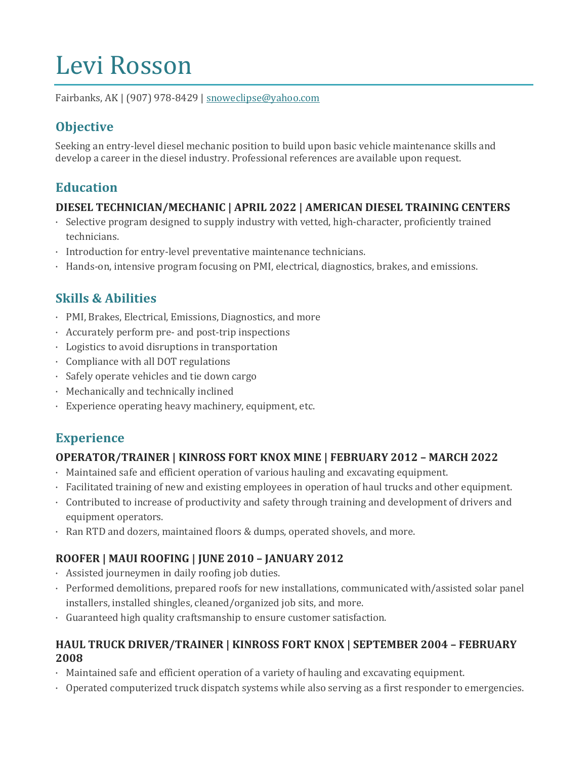# Levi Rosson

Fairbanks, AK | (907) 978-8429 | snoweclipse@yahoo.com

## Objective

Seeking an entry-level diesel mechanic position to build upon basic vehicle maintenance skills and develop a career in the diesel industry. Professional references are available upon request.

## Education

### DIESEL TECHNICIAN/MECHANIC | APRIL 2022 | AMERICAN DIESEL TRAINING CENTERS

- Selective program designed to supply industry with vetted, high-character, proficiently trained technicians.
- Introduction for entry-level preventative maintenance technicians.
- Hands-on, intensive program focusing on PMI, electrical, diagnostics, brakes, and emissions.

## Skills & Abilities

- PMI, Brakes, Electrical, Emissions, Diagnostics, and more
- Accurately perform pre- and post-trip inspections
- Logistics to avoid disruptions in transportation
- Compliance with all DOT regulations
- Safely operate vehicles and tie down cargo
- Mechanically and technically inclined
- Experience operating heavy machinery, equipment, etc.

## Experience

### OPERATOR/TRAINER | KINROSS FORT KNOX MINE | FEBRUARY 2012 – MARCH 2022

- Maintained safe and efficient operation of various hauling and excavating equipment.
- Facilitated training of new and existing employees in operation of haul trucks and other equipment.
- Contributed to increase of productivity and safety through training and development of drivers and equipment operators.
- Ran RTD and dozers, maintained floors & dumps, operated shovels, and more.

### ROOFER | MAUI ROOFING | JUNE 2010 – JANUARY 2012

- Assisted journeymen in daily roofing job duties.
- Performed demolitions, prepared roofs for new installations, communicated with/assisted solar panel installers, installed shingles, cleaned/organized job sits, and more.
- Guaranteed high quality craftsmanship to ensure customer satisfaction.

### HAUL TRUCK DRIVER/TRAINER | KINROSS FORT KNOX | SEPTEMBER 2004 – FEBRUARY 2008

- Maintained safe and efficient operation of a variety of hauling and excavating equipment.
- Operated computerized truck dispatch systems while also serving as a first responder to emergencies.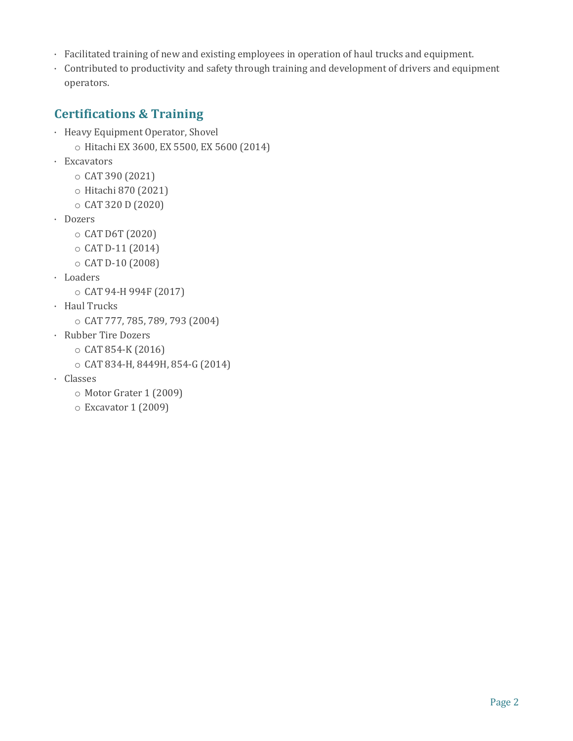- Facilitated training of new and existing employees in operation of haul trucks and equipment.
- Contributed to productivity and safety through training and development of drivers and equipment operators.

## Certifications & Training

- Heavy Equipment Operator, Shovel
  - Hitachi EX 3600, EX 5500, EX 5600 (2014)
- Excavators
  - CAT 390 (2021)
  - Hitachi 870 (2021)
  - CAT 320 D (2020)
- Dozers
  - CAT D6T (2020)
  - CAT D-11 (2014)
  - CAT D-10 (2008)
- Loaders
  - CAT 94-H 994F (2017)
- Haul Trucks
  - CAT 777, 785, 789, 793 (2004)
- Rubber Tire Dozers
  - CAT 854-K (2016)
  - CAT 834-H, 8449H, 854-G (2014)
- Classes
  - Motor Grater 1 (2009)
  - Excavator 1 (2009)